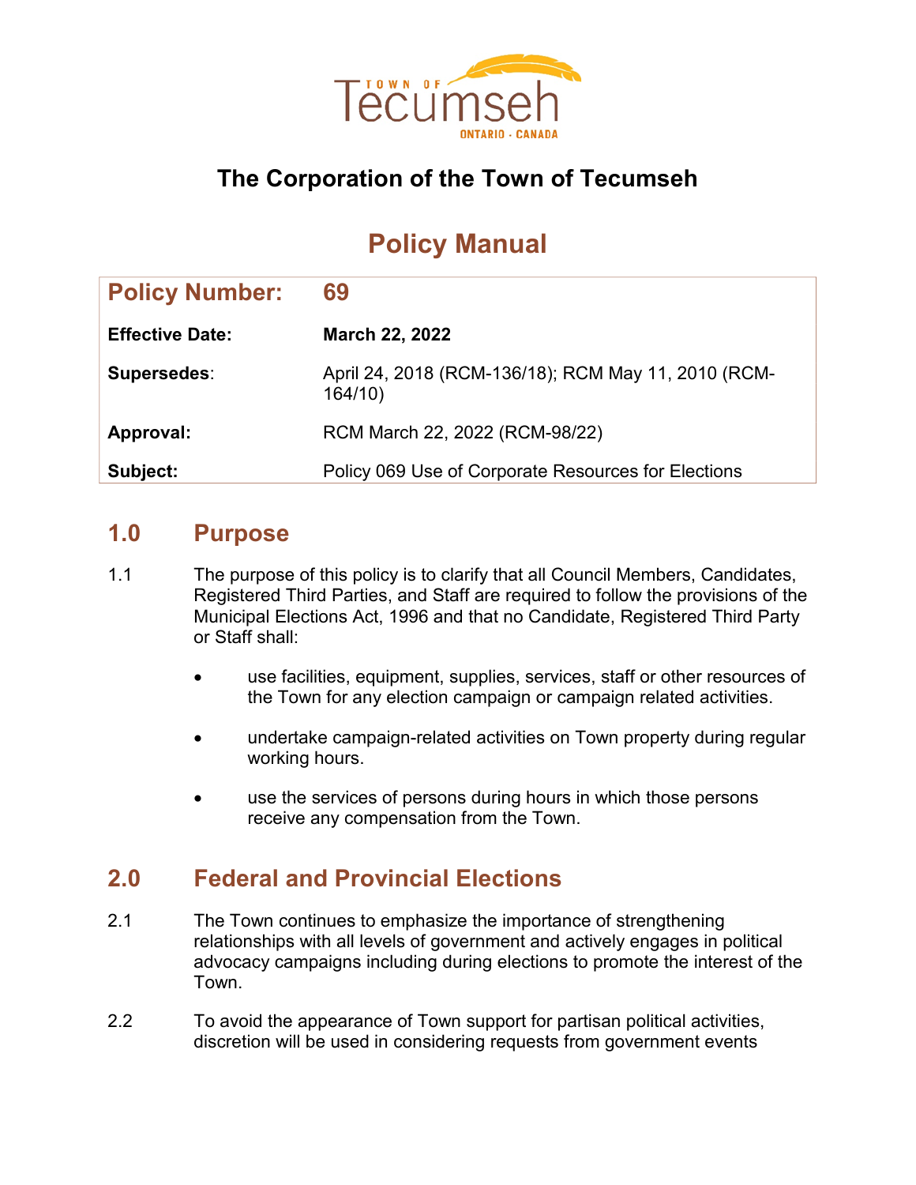# The Corporation of the Town of Tecumseh

## Policy Manual

| Policy Number: | 69 |
|---|---|
| **Effective Date:** | **March 22, 2022** |
| **Supersedes**: | April 24, 2018 (RCM-136/18); RCM May 11, 2010 (RCM-164/10) |
| **Approval:** | RCM March 22, 2022 (RCM-98/22) |
| **Subject:** | Policy 069 Use of Corporate Resources for Elections |

## 1.0 Purpose

1.1 The purpose of this policy is to clarify that all Council Members, Candidates, Registered Third Parties, and Staff are required to follow the provisions of the Municipal Elections Act, 1996 and that no Candidate, Registered Third Party or Staff shall:

- use facilities, equipment, supplies, services, staff or other resources of the Town for any election campaign or campaign related activities.
- undertake campaign-related activities on Town property during regular working hours.
- use the services of persons during hours in which those persons receive any compensation from the Town.

## 2.0 Federal and Provincial Elections

2.1 The Town continues to emphasize the importance of strengthening relationships with all levels of government and actively engages in political advocacy campaigns including during elections to promote the interest of the Town.

2.2 To avoid the appearance of Town support for partisan political activities, discretion will be used in considering requests from government events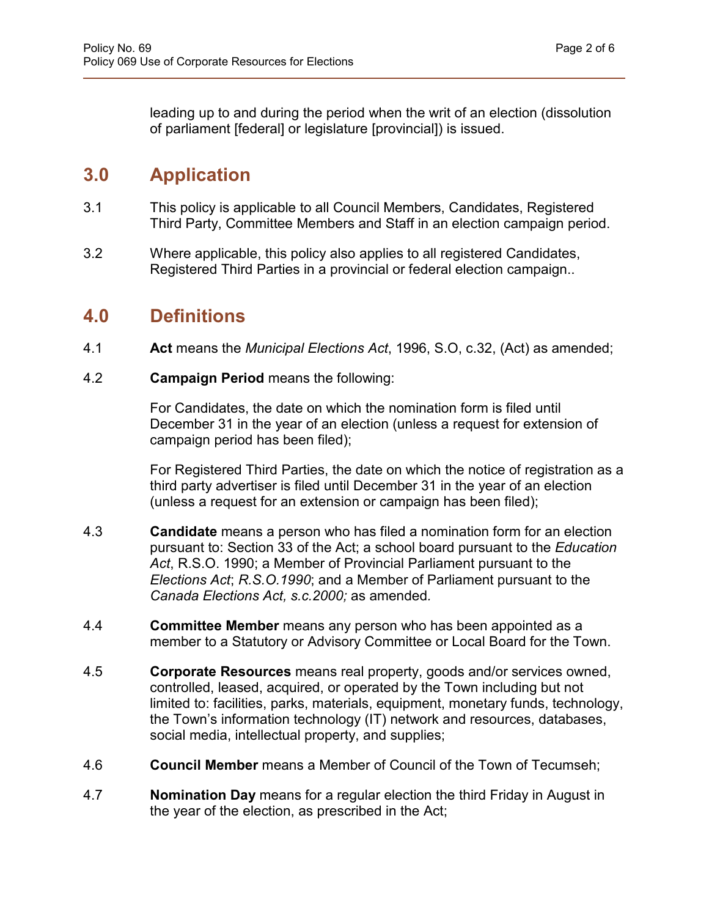leading up to and during the period when the writ of an election (dissolution of parliament [federal] or legislature [provincial]) is issued.

## 3.0 Application

3.1 This policy is applicable to all Council Members, Candidates, Registered Third Party, Committee Members and Staff in an election campaign period.

3.2 Where applicable, this policy also applies to all registered Candidates, Registered Third Parties in a provincial or federal election campaign..

## 4.0 Definitions

4.1 **Act** means the *Municipal Elections Act*, 1996, S.O, c.32, (Act) as amended;

4.2 **Campaign Period** means the following:

For Candidates, the date on which the nomination form is filed until December 31 in the year of an election (unless a request for extension of campaign period has been filed);

For Registered Third Parties, the date on which the notice of registration as a third party advertiser is filed until December 31 in the year of an election (unless a request for an extension or campaign has been filed);

4.3 **Candidate** means a person who has filed a nomination form for an election pursuant to: Section 33 of the Act; a school board pursuant to the *Education Act*, R.S.O. 1990; a Member of Provincial Parliament pursuant to the *Elections Act*; *R.S.O.1990*; and a Member of Parliament pursuant to the *Canada Elections Act, s.c.2000;* as amended.

4.4 **Committee Member** means any person who has been appointed as a member to a Statutory or Advisory Committee or Local Board for the Town.

4.5 **Corporate Resources** means real property, goods and/or services owned, controlled, leased, acquired, or operated by the Town including but not limited to: facilities, parks, materials, equipment, monetary funds, technology, the Town's information technology (IT) network and resources, databases, social media, intellectual property, and supplies;

4.6 **Council Member** means a Member of Council of the Town of Tecumseh;

4.7 **Nomination Day** means for a regular election the third Friday in August in the year of the election, as prescribed in the Act;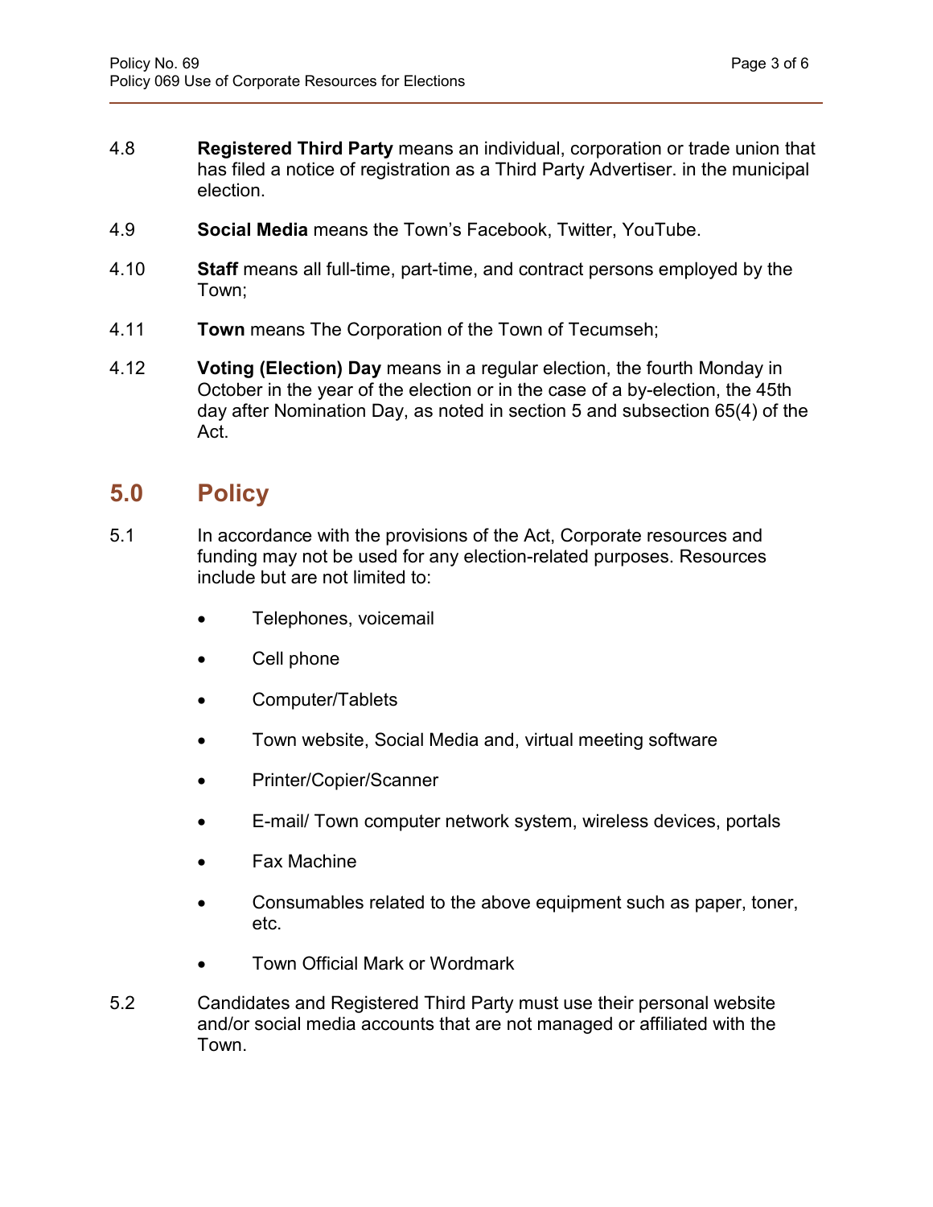4.8 **Registered Third Party** means an individual, corporation or trade union that has filed a notice of registration as a Third Party Advertiser. in the municipal election.

4.9 **Social Media** means the Town's Facebook, Twitter, YouTube.

4.10 **Staff** means all full-time, part-time, and contract persons employed by the Town;

4.11 **Town** means The Corporation of the Town of Tecumseh;

4.12 **Voting (Election) Day** means in a regular election, the fourth Monday in October in the year of the election or in the case of a by-election, the 45th day after Nomination Day, as noted in section 5 and subsection 65(4) of the Act.

## 5.0 Policy

5.1 In accordance with the provisions of the Act, Corporate resources and funding may not be used for any election-related purposes. Resources include but are not limited to:

- Telephones, voicemail
- Cell phone
- Computer/Tablets
- Town website, Social Media and, virtual meeting software
- Printer/Copier/Scanner
- E-mail/ Town computer network system, wireless devices, portals
- Fax Machine
- Consumables related to the above equipment such as paper, toner, etc.
- Town Official Mark or Wordmark

5.2 Candidates and Registered Third Party must use their personal website and/or social media accounts that are not managed or affiliated with the Town.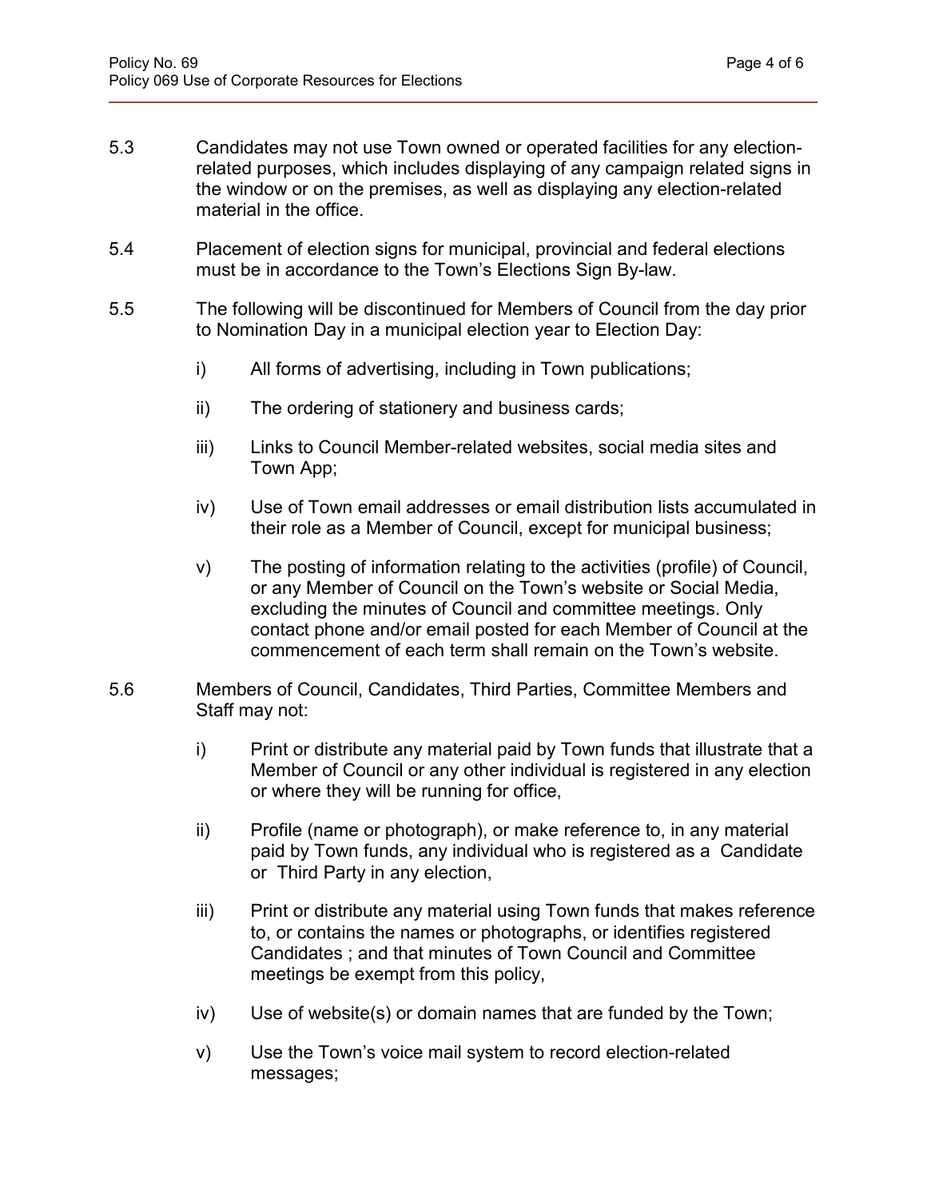5.3 Candidates may not use Town owned or operated facilities for any election-related purposes, which includes displaying of any campaign related signs in the window or on the premises, as well as displaying any election-related material in the office.

5.4 Placement of election signs for municipal, provincial and federal elections must be in accordance to the Town's Elections Sign By-law.

5.5 The following will be discontinued for Members of Council from the day prior to Nomination Day in a municipal election year to Election Day:

- i) All forms of advertising, including in Town publications;
- ii) The ordering of stationery and business cards;
- iii) Links to Council Member-related websites, social media sites and Town App;
- iv) Use of Town email addresses or email distribution lists accumulated in their role as a Member of Council, except for municipal business;
- v) The posting of information relating to the activities (profile) of Council, or any Member of Council on the Town's website or Social Media, excluding the minutes of Council and committee meetings. Only contact phone and/or email posted for each Member of Council at the commencement of each term shall remain on the Town's website.

5.6 Members of Council, Candidates, Third Parties, Committee Members and Staff may not:

- i) Print or distribute any material paid by Town funds that illustrate that a Member of Council or any other individual is registered in any election or where they will be running for office,
- ii) Profile (name or photograph), or make reference to, in any material paid by Town funds, any individual who is registered as a Candidate or Third Party in any election,
- iii) Print or distribute any material using Town funds that makes reference to, or contains the names or photographs, or identifies registered Candidates ; and that minutes of Town Council and Committee meetings be exempt from this policy,
- iv) Use of website(s) or domain names that are funded by the Town;
- v) Use the Town's voice mail system to record election-related messages;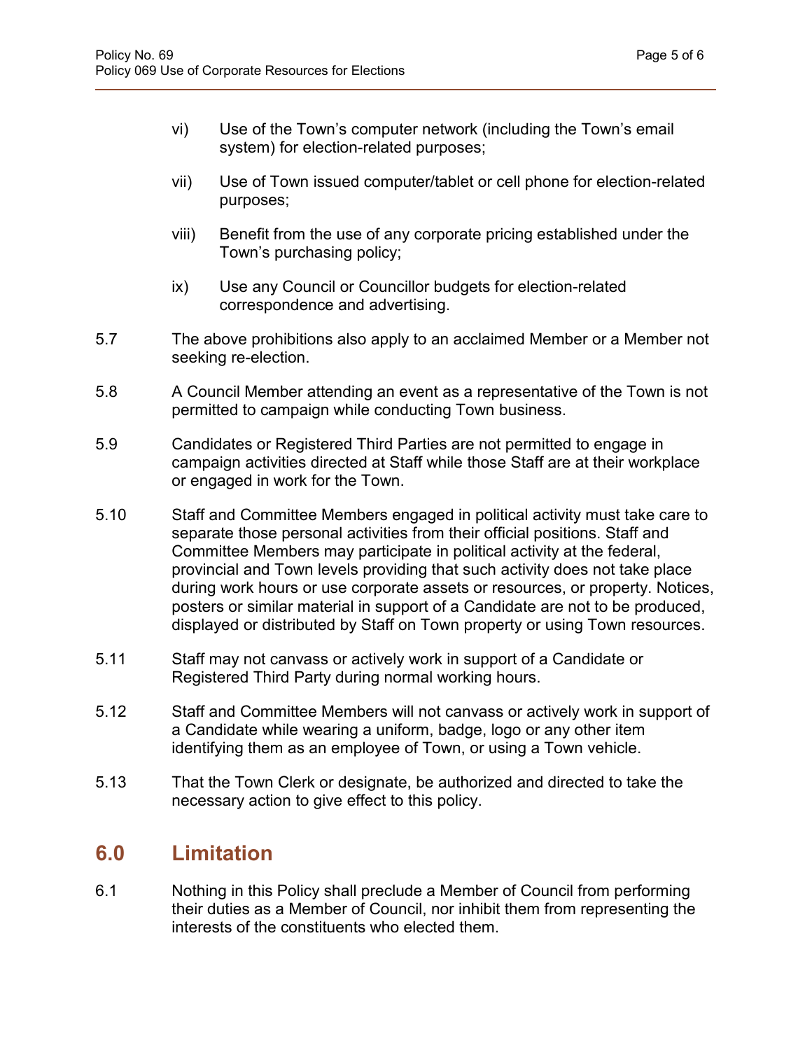vi) Use of the Town's computer network (including the Town's email system) for election-related purposes;

vii) Use of Town issued computer/tablet or cell phone for election-related purposes;

viii) Benefit from the use of any corporate pricing established under the Town's purchasing policy;

ix) Use any Council or Councillor budgets for election-related correspondence and advertising.

5.7 The above prohibitions also apply to an acclaimed Member or a Member not seeking re-election.

5.8 A Council Member attending an event as a representative of the Town is not permitted to campaign while conducting Town business.

5.9 Candidates or Registered Third Parties are not permitted to engage in campaign activities directed at Staff while those Staff are at their workplace or engaged in work for the Town.

5.10 Staff and Committee Members engaged in political activity must take care to separate those personal activities from their official positions. Staff and Committee Members may participate in political activity at the federal, provincial and Town levels providing that such activity does not take place during work hours or use corporate assets or resources, or property. Notices, posters or similar material in support of a Candidate are not to be produced, displayed or distributed by Staff on Town property or using Town resources.

5.11 Staff may not canvass or actively work in support of a Candidate or Registered Third Party during normal working hours.

5.12 Staff and Committee Members will not canvass or actively work in support of a Candidate while wearing a uniform, badge, logo or any other item identifying them as an employee of Town, or using a Town vehicle.

5.13 That the Town Clerk or designate, be authorized and directed to take the necessary action to give effect to this policy.

## 6.0 Limitation

6.1 Nothing in this Policy shall preclude a Member of Council from performing their duties as a Member of Council, nor inhibit them from representing the interests of the constituents who elected them.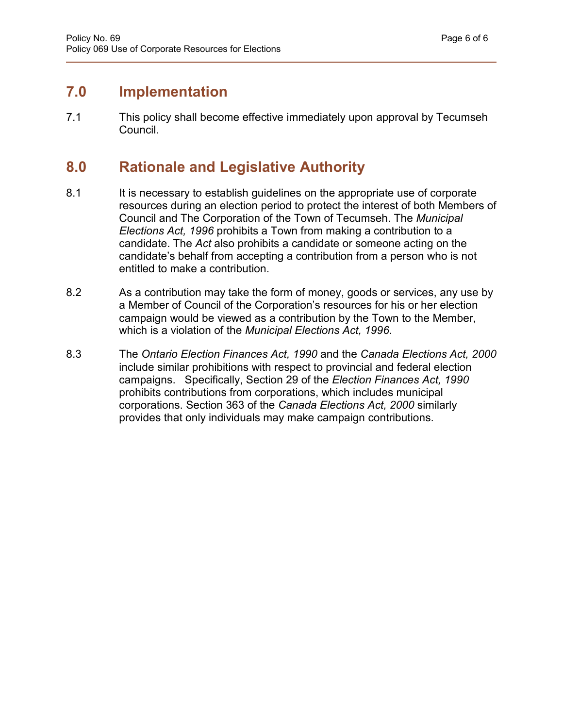## 7.0 Implementation

7.1 This policy shall become effective immediately upon approval by Tecumseh Council.

## 8.0 Rationale and Legislative Authority

8.1 It is necessary to establish guidelines on the appropriate use of corporate resources during an election period to protect the interest of both Members of Council and The Corporation of the Town of Tecumseh. The *Municipal Elections Act, 1996* prohibits a Town from making a contribution to a candidate. The *Act* also prohibits a candidate or someone acting on the candidate's behalf from accepting a contribution from a person who is not entitled to make a contribution.

8.2 As a contribution may take the form of money, goods or services, any use by a Member of Council of the Corporation's resources for his or her election campaign would be viewed as a contribution by the Town to the Member, which is a violation of the *Municipal Elections Act, 1996*.

8.3 The *Ontario Election Finances Act, 1990* and the *Canada Elections Act, 2000* include similar prohibitions with respect to provincial and federal election campaigns. Specifically, Section 29 of the *Election Finances Act, 1990* prohibits contributions from corporations, which includes municipal corporations. Section 363 of the *Canada Elections Act, 2000* similarly provides that only individuals may make campaign contributions.